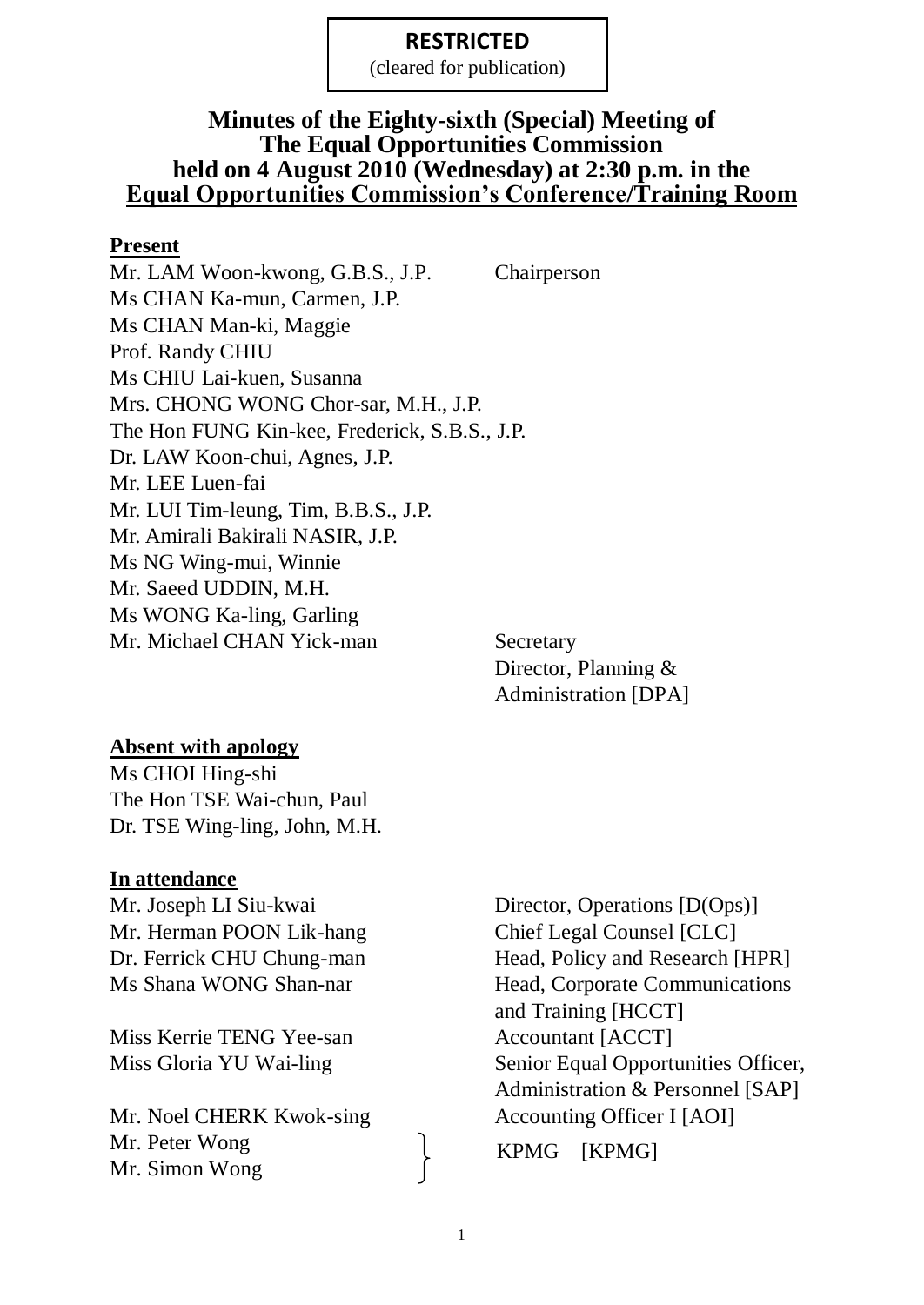**RESTRICTED**
(cleared for publication)

# Minutes of the Eighty-sixth (Special) Meeting of The Equal Opportunities Commission held on 4 August 2010 (Wednesday) at 2:30 p.m. in the Equal Opportunities Commission's Conference/Training Room

## Present

| | |
|---|---|
| Mr. LAM Woon-kwong, G.B.S., J.P. | Chairperson |
| Ms CHAN Ka-mun, Carmen, J.P. | |
| Ms CHAN Man-ki, Maggie | |
| Prof. Randy CHIU | |
| Ms CHIU Lai-kuen, Susanna | |
| Mrs. CHONG WONG Chor-sar, M.H., J.P. | |
| The Hon FUNG Kin-kee, Frederick, S.B.S., J.P. | |
| Dr. LAW Koon-chui, Agnes, J.P. | |
| Mr. LEE Luen-fai | |
| Mr. LUI Tim-leung, Tim, B.B.S., J.P. | |
| Mr. Amirali Bakirali NASIR, J.P. | |
| Ms NG Wing-mui, Winnie | |
| Mr. Saeed UDDIN, M.H. | |
| Ms WONG Ka-ling, Garling | |
| Mr. Michael CHAN Yick-man | Secretary<br>Director, Planning & Administration [DPA] |

## Absent with apology

Ms CHOI Hing-shi
The Hon TSE Wai-chun, Paul
Dr. TSE Wing-ling, John, M.H.

## In attendance

| | |
|---|---|
| Mr. Joseph LI Siu-kwai | Director, Operations [D(Ops)] |
| Mr. Herman POON Lik-hang | Chief Legal Counsel [CLC] |
| Dr. Ferrick CHU Chung-man | Head, Policy and Research [HPR] |
| Ms Shana WONG Shan-nar | Head, Corporate Communications and Training [HCCT] |
| Miss Kerrie TENG Yee-san | Accountant [ACCT] |
| Miss Gloria YU Wai-ling | Senior Equal Opportunities Officer, Administration & Personnel [SAP] |
| Mr. Noel CHERK Kwok-sing | Accounting Officer I [AOI] |
| Mr. Peter Wong<br>Mr. Simon Wong | KPMG [KPMG] |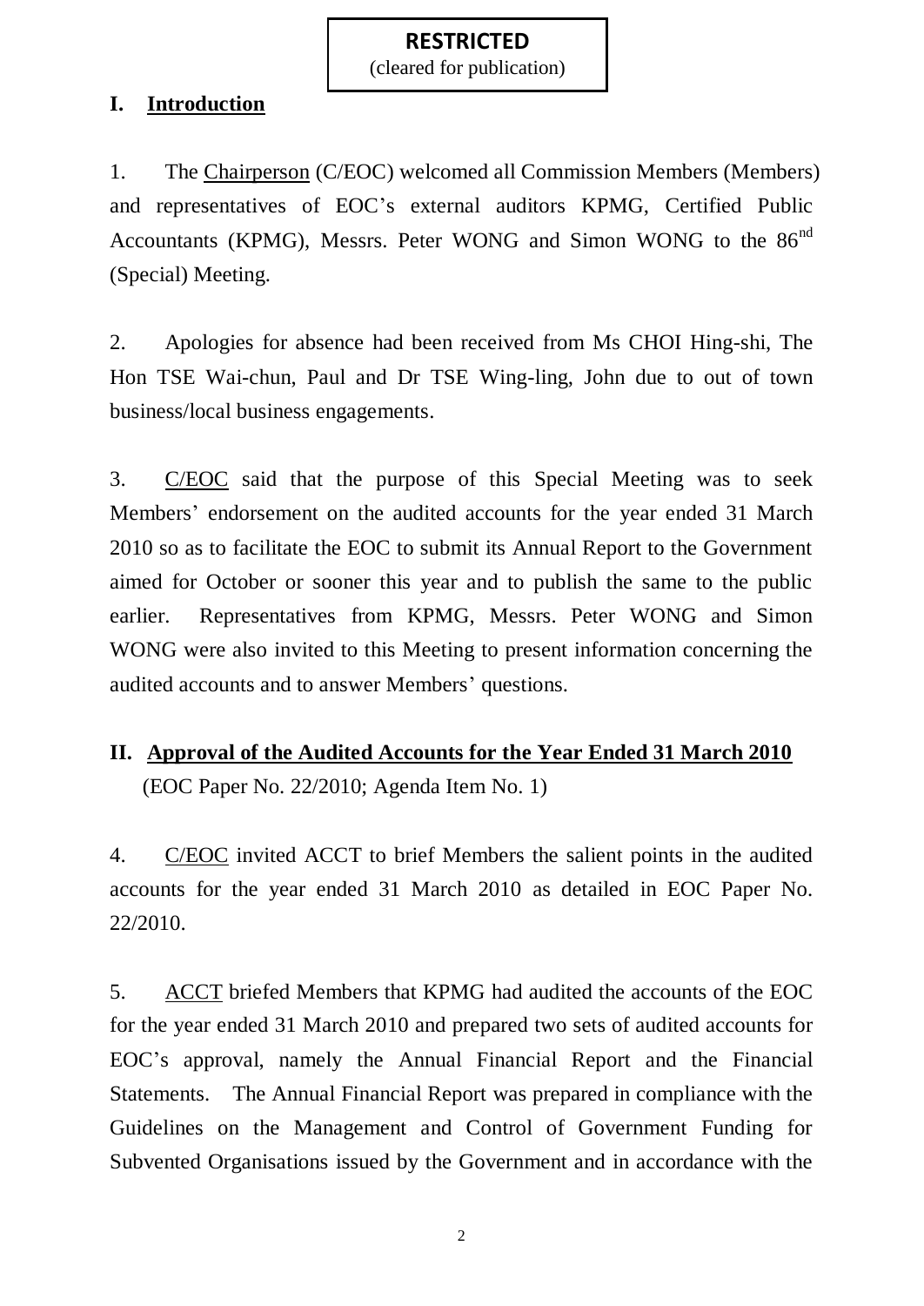**RESTRICTED**
(cleared for publication)

## I. Introduction

1. The Chairperson (C/EOC) welcomed all Commission Members (Members) and representatives of EOC's external auditors KPMG, Certified Public Accountants (KPMG), Messrs. Peter WONG and Simon WONG to the 86[nd] (Special) Meeting.

2. Apologies for absence had been received from Ms CHOI Hing-shi, The Hon TSE Wai-chun, Paul and Dr TSE Wing-ling, John due to out of town business/local business engagements.

3. C/EOC said that the purpose of this Special Meeting was to seek Members' endorsement on the audited accounts for the year ended 31 March 2010 so as to facilitate the EOC to submit its Annual Report to the Government aimed for October or sooner this year and to publish the same to the public earlier. Representatives from KPMG, Messrs. Peter WONG and Simon WONG were also invited to this Meeting to present information concerning the audited accounts and to answer Members' questions.

## II. Approval of the Audited Accounts for the Year Ended 31 March 2010

(EOC Paper No. 22/2010; Agenda Item No. 1)

4. C/EOC invited ACCT to brief Members the salient points in the audited accounts for the year ended 31 March 2010 as detailed in EOC Paper No. 22/2010.

5. ACCT briefed Members that KPMG had audited the accounts of the EOC for the year ended 31 March 2010 and prepared two sets of audited accounts for EOC's approval, namely the Annual Financial Report and the Financial Statements. The Annual Financial Report was prepared in compliance with the Guidelines on the Management and Control of Government Funding for Subvented Organisations issued by the Government and in accordance with the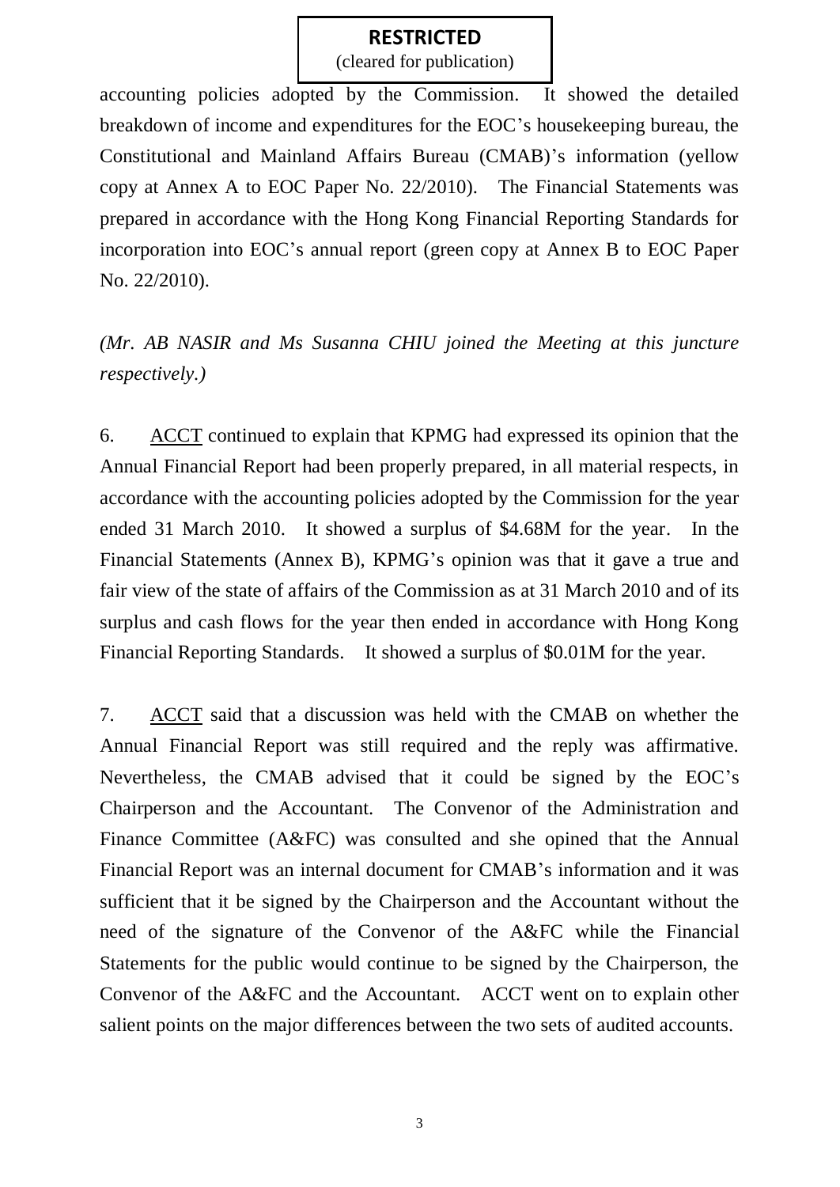accounting policies adopted by the Commission. It showed the detailed breakdown of income and expenditures for the EOC's housekeeping bureau, the Constitutional and Mainland Affairs Bureau (CMAB)'s information (yellow copy at Annex A to EOC Paper No. 22/2010). The Financial Statements was prepared in accordance with the Hong Kong Financial Reporting Standards for incorporation into EOC's annual report (green copy at Annex B to EOC Paper No. 22/2010).

*(Mr. AB NASIR and Ms Susanna CHIU joined the Meeting at this juncture respectively.)*

6. ACCT continued to explain that KPMG had expressed its opinion that the Annual Financial Report had been properly prepared, in all material respects, in accordance with the accounting policies adopted by the Commission for the year ended 31 March 2010. It showed a surplus of $4.68M for the year. In the Financial Statements (Annex B), KPMG's opinion was that it gave a true and fair view of the state of affairs of the Commission as at 31 March 2010 and of its surplus and cash flows for the year then ended in accordance with Hong Kong Financial Reporting Standards. It showed a surplus of $0.01M for the year.

7. ACCT said that a discussion was held with the CMAB on whether the Annual Financial Report was still required and the reply was affirmative. Nevertheless, the CMAB advised that it could be signed by the EOC's Chairperson and the Accountant. The Convenor of the Administration and Finance Committee (A&FC) was consulted and she opined that the Annual Financial Report was an internal document for CMAB's information and it was sufficient that it be signed by the Chairperson and the Accountant without the need of the signature of the Convenor of the A&FC while the Financial Statements for the public would continue to be signed by the Chairperson, the Convenor of the A&FC and the Accountant. ACCT went on to explain other salient points on the major differences between the two sets of audited accounts.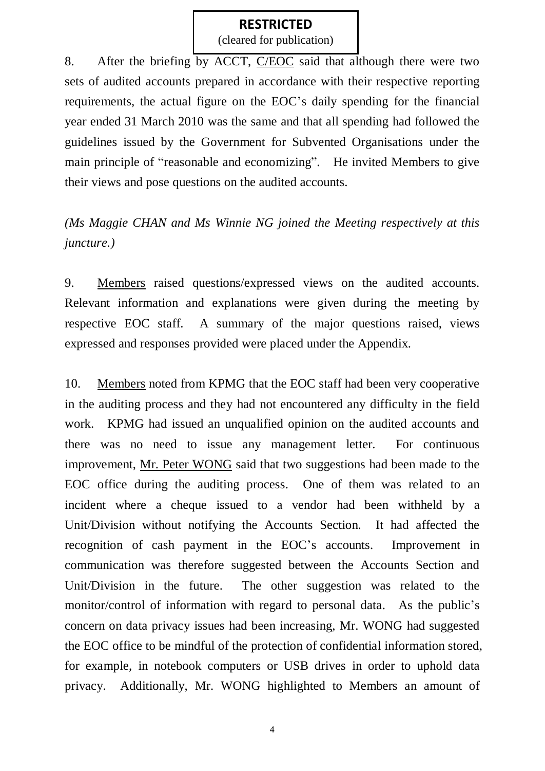**RESTRICTED**
(cleared for publication)

8. After the briefing by ACCT, <u>C/EOC</u> said that although there were two sets of audited accounts prepared in accordance with their respective reporting requirements, the actual figure on the EOC's daily spending for the financial year ended 31 March 2010 was the same and that all spending had followed the guidelines issued by the Government for Subvented Organisations under the main principle of "reasonable and economizing". He invited Members to give their views and pose questions on the audited accounts.

*(Ms Maggie CHAN and Ms Winnie NG joined the Meeting respectively at this juncture.)*

9. <u>Members</u> raised questions/expressed views on the audited accounts. Relevant information and explanations were given during the meeting by respective EOC staff. A summary of the major questions raised, views expressed and responses provided were placed under the Appendix.

10. <u>Members</u> noted from KPMG that the EOC staff had been very cooperative in the auditing process and they had not encountered any difficulty in the field work. KPMG had issued an unqualified opinion on the audited accounts and there was no need to issue any management letter. For continuous improvement, <u>Mr. Peter WONG</u> said that two suggestions had been made to the EOC office during the auditing process. One of them was related to an incident where a cheque issued to a vendor had been withheld by a Unit/Division without notifying the Accounts Section. It had affected the recognition of cash payment in the EOC's accounts. Improvement in communication was therefore suggested between the Accounts Section and Unit/Division in the future. The other suggestion was related to the monitor/control of information with regard to personal data. As the public's concern on data privacy issues had been increasing, Mr. WONG had suggested the EOC office to be mindful of the protection of confidential information stored, for example, in notebook computers or USB drives in order to uphold data privacy. Additionally, Mr. WONG highlighted to Members an amount of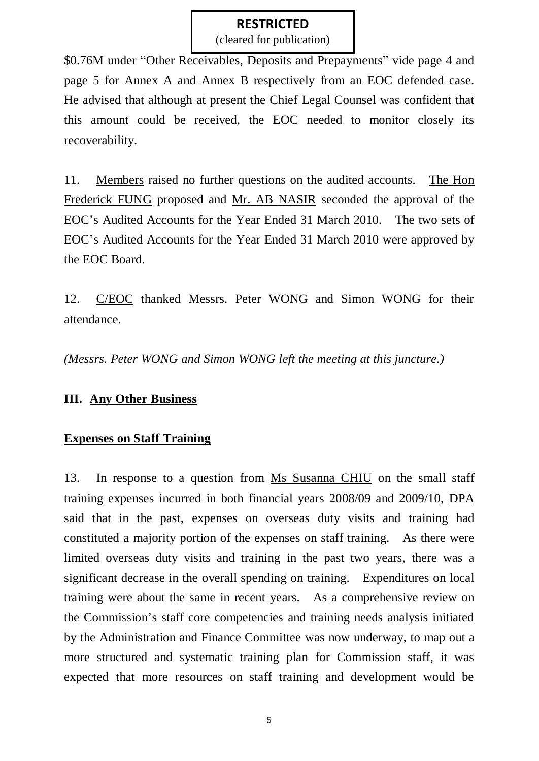\$0.76M under "Other Receivables, Deposits and Prepayments" vide page 4 and page 5 for Annex A and Annex B respectively from an EOC defended case. He advised that although at present the Chief Legal Counsel was confident that this amount could be received, the EOC needed to monitor closely its recoverability.

11. Members raised no further questions on the audited accounts. The Hon Frederick FUNG proposed and Mr. AB NASIR seconded the approval of the EOC's Audited Accounts for the Year Ended 31 March 2010. The two sets of EOC's Audited Accounts for the Year Ended 31 March 2010 were approved by the EOC Board.

12. C/EOC thanked Messrs. Peter WONG and Simon WONG for their attendance.

*(Messrs. Peter WONG and Simon WONG left the meeting at this juncture.)*

## III. Any Other Business

### Expenses on Staff Training

13. In response to a question from Ms Susanna CHIU on the small staff training expenses incurred in both financial years 2008/09 and 2009/10, DPA said that in the past, expenses on overseas duty visits and training had constituted a majority portion of the expenses on staff training. As there were limited overseas duty visits and training in the past two years, there was a significant decrease in the overall spending on training. Expenditures on local training were about the same in recent years. As a comprehensive review on the Commission's staff core competencies and training needs analysis initiated by the Administration and Finance Committee was now underway, to map out a more structured and systematic training plan for Commission staff, it was expected that more resources on staff training and development would be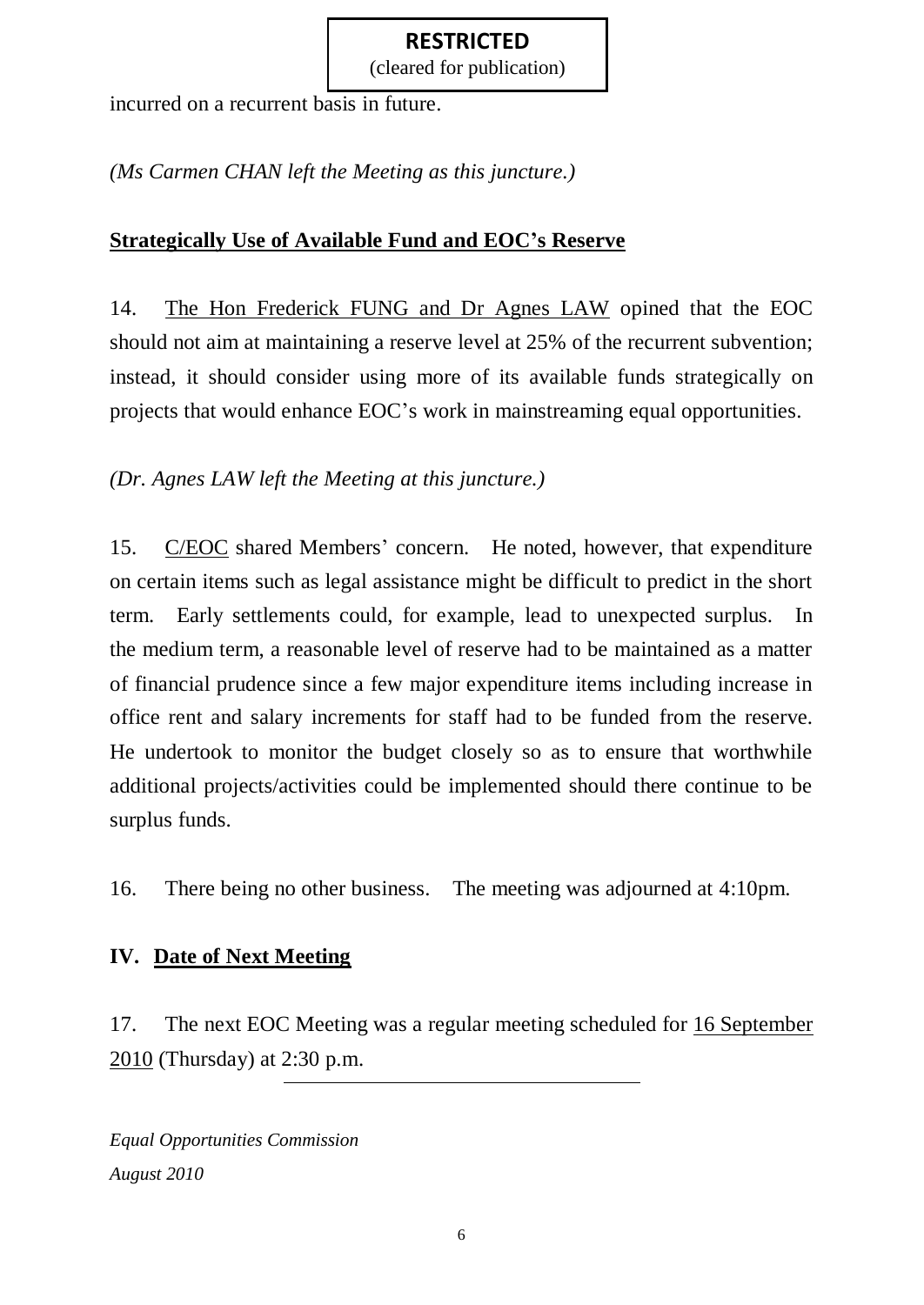incurred on a recurrent basis in future.

*(Ms Carmen CHAN left the Meeting as this juncture.)*

**Strategically Use of Available Fund and EOC's Reserve**

14. The Hon Frederick FUNG and Dr Agnes LAW opined that the EOC should not aim at maintaining a reserve level at 25% of the recurrent subvention; instead, it should consider using more of its available funds strategically on projects that would enhance EOC's work in mainstreaming equal opportunities.

*(Dr. Agnes LAW left the Meeting at this juncture.)*

15. C/EOC shared Members' concern. He noted, however, that expenditure on certain items such as legal assistance might be difficult to predict in the short term. Early settlements could, for example, lead to unexpected surplus. In the medium term, a reasonable level of reserve had to be maintained as a matter of financial prudence since a few major expenditure items including increase in office rent and salary increments for staff had to be funded from the reserve. He undertook to monitor the budget closely so as to ensure that worthwhile additional projects/activities could be implemented should there continue to be surplus funds.

16. There being no other business. The meeting was adjourned at 4:10pm.

## IV. Date of Next Meeting

17. The next EOC Meeting was a regular meeting scheduled for 16 September 2010 (Thursday) at 2:30 p.m.

---

*Equal Opportunities Commission*
*August 2010*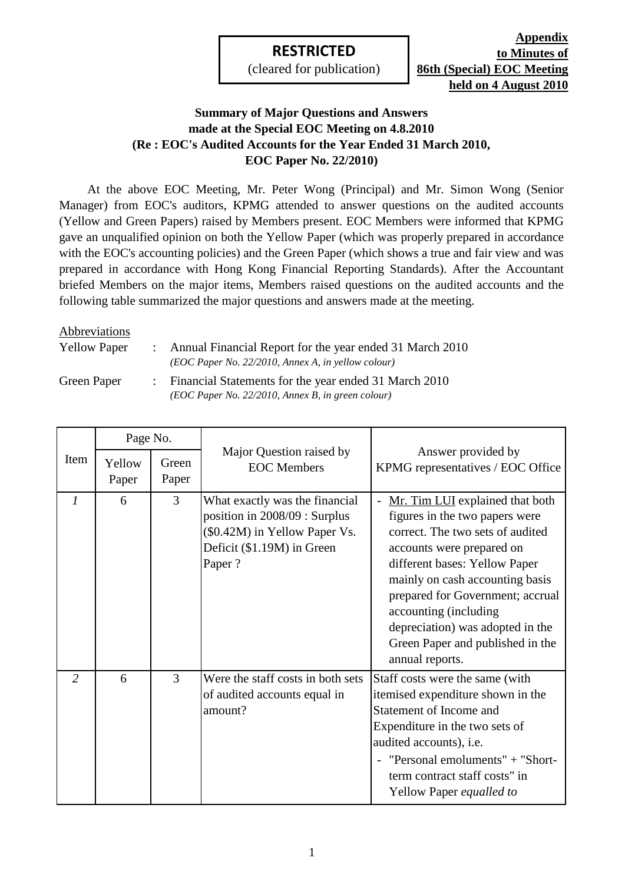**RESTRICTED**
(cleared for publication)

**Appendix to Minutes of 86th (Special) EOC Meeting held on 4 August 2010**

**Summary of Major Questions and Answers made at the Special EOC Meeting on 4.8.2010 (Re : EOC's Audited Accounts for the Year Ended 31 March 2010, EOC Paper No. 22/2010)**

At the above EOC Meeting, Mr. Peter Wong (Principal) and Mr. Simon Wong (Senior Manager) from EOC's auditors, KPMG attended to answer questions on the audited accounts (Yellow and Green Papers) raised by Members present. EOC Members were informed that KPMG gave an unqualified opinion on both the Yellow Paper (which was properly prepared in accordance with the EOC's accounting policies) and the Green Paper (which shows a true and fair view and was prepared in accordance with Hong Kong Financial Reporting Standards). After the Accountant briefed Members on the major items, Members raised questions on the audited accounts and the following table summarized the major questions and answers made at the meeting.

Abbreviations

Yellow Paper : Annual Financial Report for the year ended 31 March 2010
*(EOC Paper No. 22/2010, Annex A, in yellow colour)*

Green Paper : Financial Statements for the year ended 31 March 2010
*(EOC Paper No. 22/2010, Annex B, in green colour)*

| Item | Page No. | | Major Question raised by EOC Members | Answer provided by KPMG representatives / EOC Office |
|---|---|---|---|---|
| | Yellow Paper | Green Paper | | |
| *1* | 6 | 3 | What exactly was the financial position in 2008/09 : Surplus ($0.42M) in Yellow Paper Vs. Deficit ($1.19M) in Green Paper ? | - <u>Mr. Tim LUI</u> explained that both figures in the two papers were correct. The two sets of audited accounts were prepared on different bases: Yellow Paper mainly on cash accounting basis prepared for Government; accrual accounting (including depreciation) was adopted in the Green Paper and published in the annual reports. |
| *2* | 6 | 3 | Were the staff costs in both sets of audited accounts equal in amount? | Staff costs were the same (with itemised expenditure shown in the Statement of Income and Expenditure in the two sets of audited accounts), i.e.<br>- "Personal emoluments" + "Short-term contract staff costs" in Yellow Paper *equalled to* |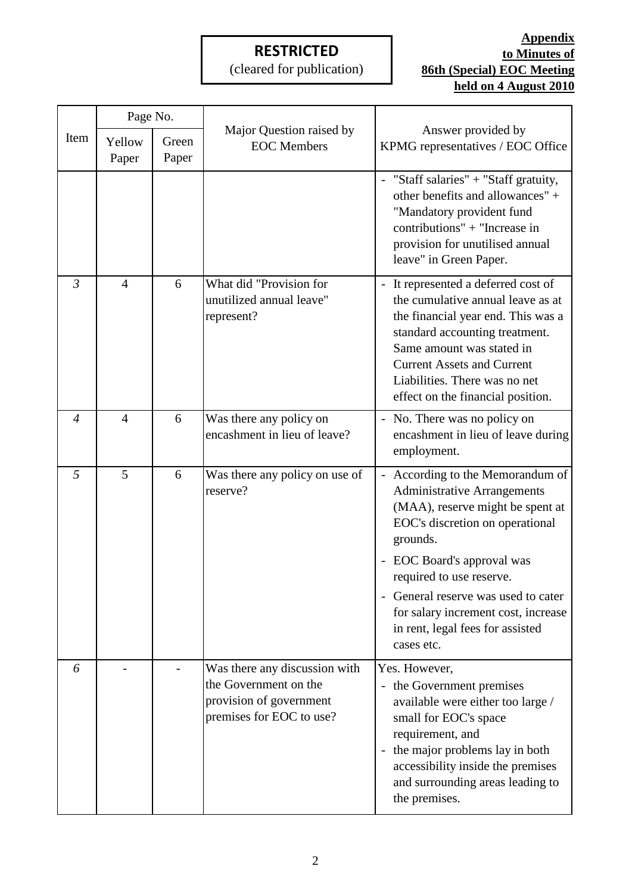**RESTRICTED**
(cleared for publication)

**Appendix**
**to Minutes of**
**86th (Special) EOC Meeting**
**held on 4 August 2010**

| Item | Page No. | | Major Question raised by EOC Members | Answer provided by KPMG representatives / EOC Office |
|---|---|---|---|---|
| | Yellow Paper | Green Paper | | |
| | | | | - "Staff salaries" + "Staff gratuity, other benefits and allowances" + "Mandatory provident fund contributions" + "Increase in provision for unutilised annual leave" in Green Paper. |
| *3* | 4 | 6 | What did "Provision for unutilized annual leave" represent? | - It represented a deferred cost of the cumulative annual leave as at the financial year end. This was a standard accounting treatment. Same amount was stated in Current Assets and Current Liabilities. There was no net effect on the financial position. |
| *4* | 4 | 6 | Was there any policy on encashment in lieu of leave? | - No. There was no policy on encashment in lieu of leave during employment. |
| *5* | 5 | 6 | Was there any policy on use of reserve? | - According to the Memorandum of Administrative Arrangements (MAA), reserve might be spent at EOC's discretion on operational grounds.<br>- EOC Board's approval was required to use reserve.<br>- General reserve was used to cater for salary increment cost, increase in rent, legal fees for assisted cases etc. |
| *6* | - | - | Was there any discussion with the Government on the provision of government premises for EOC to use? | Yes. However,<br>- the Government premises available were either too large / small for EOC's space requirement, and<br>- the major problems lay in both accessibility inside the premises and surrounding areas leading to the premises. |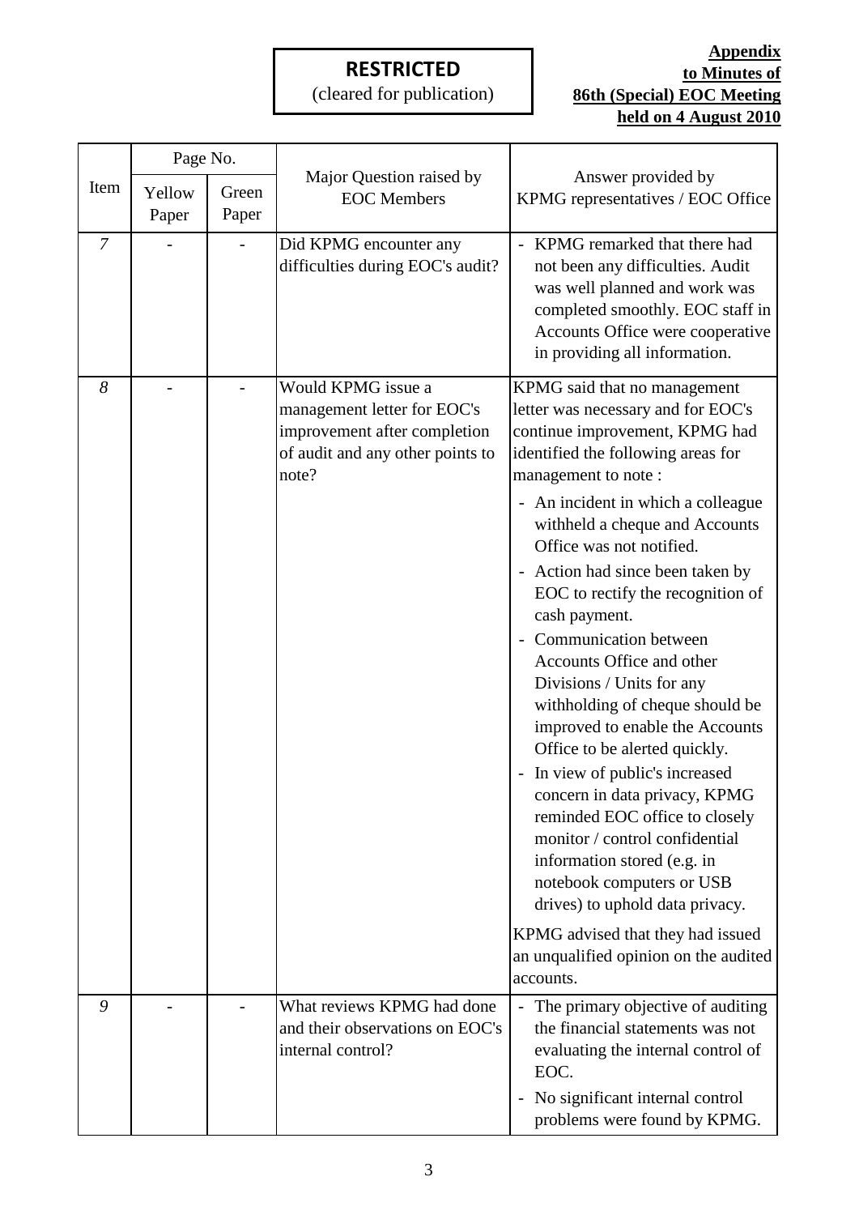**RESTRICTED**
(cleared for publication)

**Appendix**
**to Minutes of**
**86th (Special) EOC Meeting**
**held on 4 August 2010**

| Item | Page No. | | Major Question raised by EOC Members | Answer provided by KPMG representatives / EOC Office |
|---|---|---|---|---|
| | Yellow Paper | Green Paper | | |
| *7* | - | - | Did KPMG encounter any difficulties during EOC's audit? | - KPMG remarked that there had not been any difficulties. Audit was well planned and work was completed smoothly. EOC staff in Accounts Office were cooperative in providing all information. |
| *8* | - | - | Would KPMG issue a management letter for EOC's improvement after completion of audit and any other points to note? | KPMG said that no management letter was necessary and for EOC's continue improvement, KPMG had identified the following areas for management to note :<br>- An incident in which a colleague withheld a cheque and Accounts Office was not notified.<br>- Action had since been taken by EOC to rectify the recognition of cash payment.<br>- Communication between Accounts Office and other Divisions / Units for any withholding of cheque should be improved to enable the Accounts Office to be alerted quickly.<br>- In view of public's increased concern in data privacy, KPMG reminded EOC office to closely monitor / control confidential information stored (e.g. in notebook computers or USB drives) to uphold data privacy.<br>KPMG advised that they had issued an unqualified opinion on the audited accounts. |
| *9* | - | - | What reviews KPMG had done and their observations on EOC's internal control? | - The primary objective of auditing the financial statements was not evaluating the internal control of EOC.<br>- No significant internal control problems were found by KPMG. |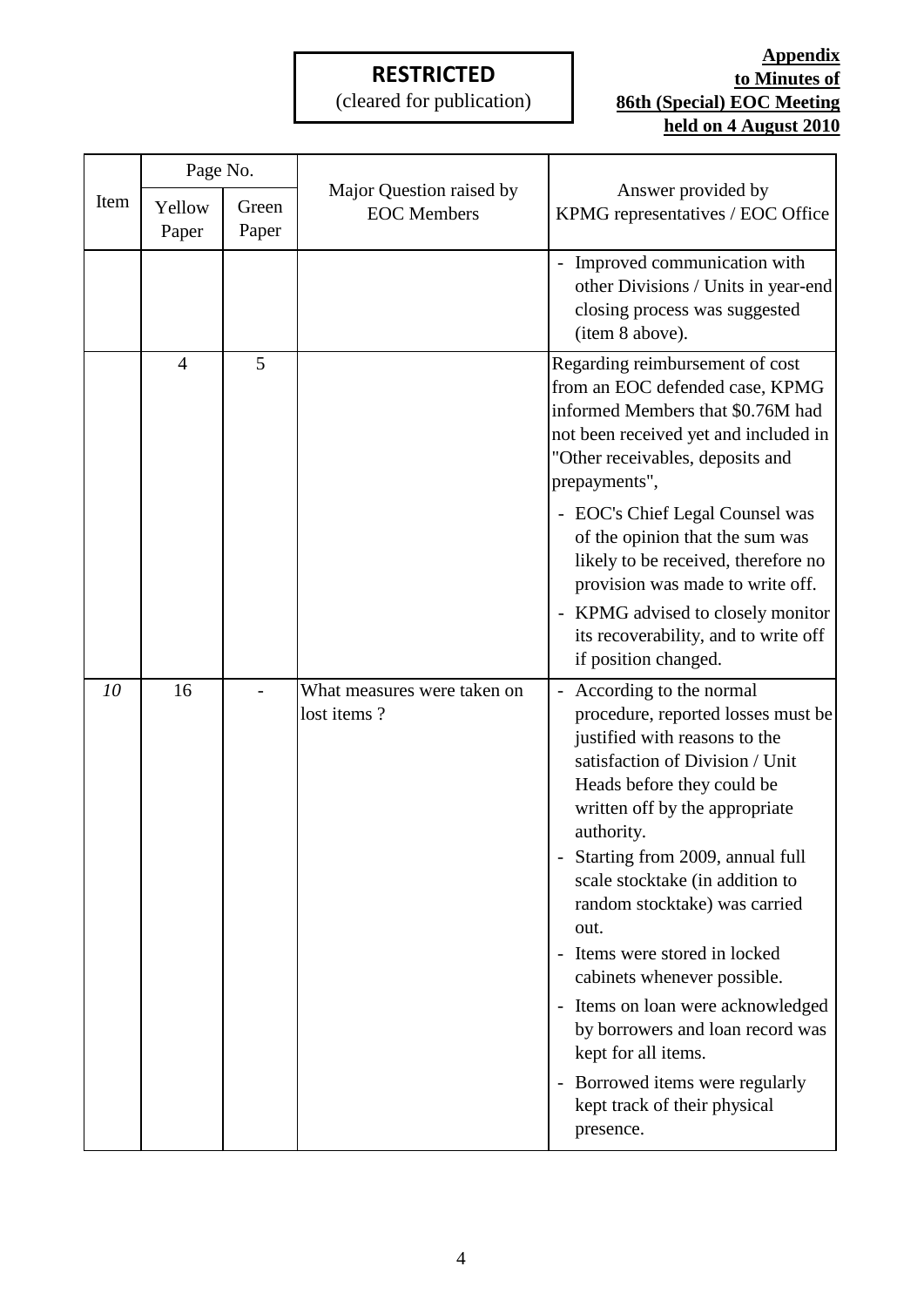**RESTRICTED**
(cleared for publication)

**Appendix**
**to Minutes of**
**86th (Special) EOC Meeting**
**held on 4 August 2010**

| Item | Page No. | | Major Question raised by EOC Members | Answer provided by KPMG representatives / EOC Office |
|---|---|---|---|---|
| | Yellow Paper | Green Paper | | |
| | | | | - Improved communication with other Divisions / Units in year-end closing process was suggested (item 8 above). |
| | 4 | 5 | | Regarding reimbursement of cost from an EOC defended case, KPMG informed Members that $0.76M had not been received yet and included in "Other receivables, deposits and prepayments",<br>- EOC's Chief Legal Counsel was of the opinion that the sum was likely to be received, therefore no provision was made to write off.<br>- KPMG advised to closely monitor its recoverability, and to write off if position changed. |
| *10* | 16 | - | What measures were taken on lost items ? | - According to the normal procedure, reported losses must be justified with reasons to the satisfaction of Division / Unit Heads before they could be written off by the appropriate authority.<br>- Starting from 2009, annual full scale stocktake (in addition to random stocktake) was carried out.<br>- Items were stored in locked cabinets whenever possible.<br>- Items on loan were acknowledged by borrowers and loan record was kept for all items.<br>- Borrowed items were regularly kept track of their physical presence. |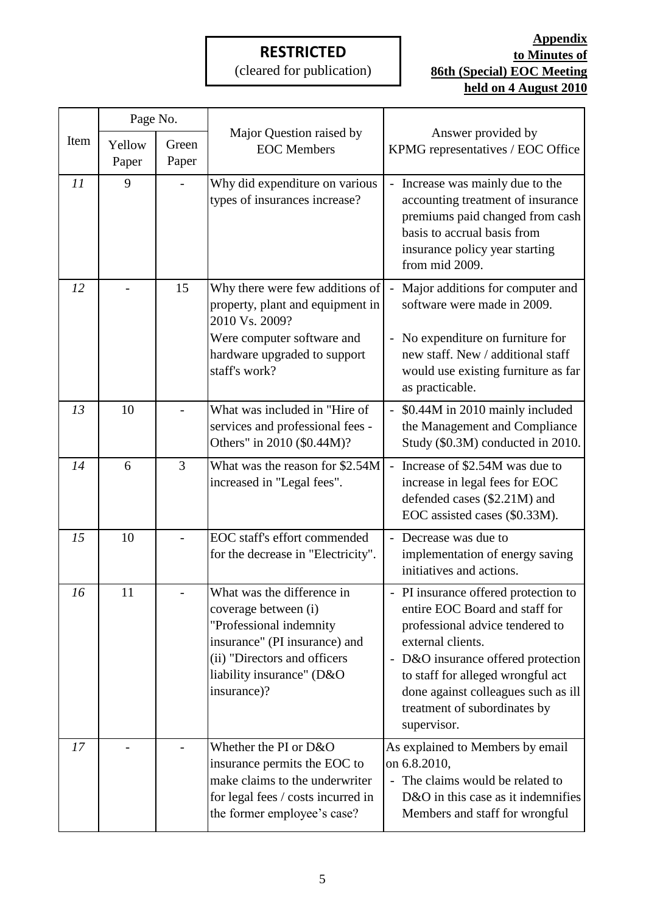**RESTRICTED**
(cleared for publication)

**Appendix**
**to Minutes of**
**86th (Special) EOC Meeting**
**held on 4 August 2010**

| Item | Page No. | | Major Question raised by EOC Members | Answer provided by KPMG representatives / EOC Office |
|---|---|---|---|---|
| | Yellow Paper | Green Paper | | |
| *11* | 9 | - | Why did expenditure on various types of insurances increase? | - Increase was mainly due to the accounting treatment of insurance premiums paid changed from cash basis to accrual basis from insurance policy year starting from mid 2009. |
| *12* | - | 15 | Why there were few additions of property, plant and equipment in 2010 Vs. 2009?<br>Were computer software and hardware upgraded to support staff's work? | - Major additions for computer and software were made in 2009.<br>- No expenditure on furniture for new staff. New / additional staff would use existing furniture as far as practicable. |
| *13* | 10 | - | What was included in "Hire of services and professional fees - Others" in 2010 ($0.44M)? | - $0.44M in 2010 mainly included the Management and Compliance Study ($0.3M) conducted in 2010. |
| *14* | 6 | 3 | What was the reason for $2.54M increased in "Legal fees". | - Increase of $2.54M was due to increase in legal fees for EOC defended cases ($2.21M) and EOC assisted cases ($0.33M). |
| *15* | 10 | - | EOC staff's effort commended for the decrease in "Electricity". | - Decrease was due to implementation of energy saving initiatives and actions. |
| *16* | 11 | - | What was the difference in coverage between (i) "Professional indemnity insurance" (PI insurance) and (ii) "Directors and officers liability insurance" (D&O insurance)? | - PI insurance offered protection to entire EOC Board and staff for professional advice tendered to external clients.<br>- D&O insurance offered protection to staff for alleged wrongful act done against colleagues such as ill treatment of subordinates by supervisor. |
| *17* | - | - | Whether the PI or D&O insurance permits the EOC to make claims to the underwriter for legal fees / costs incurred in the former employee's case? | As explained to Members by email on 6.8.2010,<br>- The claims would be related to D&O in this case as it indemnifies Members and staff for wrongful |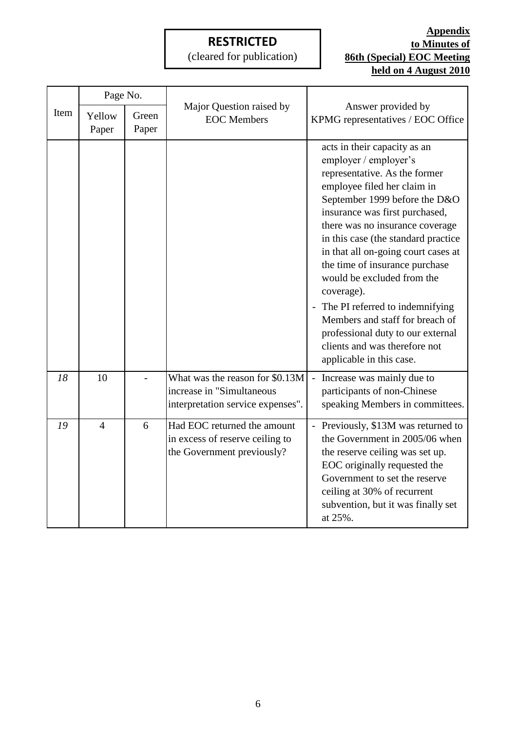**RESTRICTED**
(cleared for publication)

**Appendix**
**to Minutes of**
**86th (Special) EOC Meeting**
**held on 4 August 2010**

| Item | Page No. | | Major Question raised by EOC Members | Answer provided by KPMG representatives / EOC Office |
|---|---|---|---|---|
| | Yellow Paper | Green Paper | | |
| | | | | acts in their capacity as an employer / employer's representative. As the former employee filed her claim in September 1999 before the D&O insurance was first purchased, there was no insurance coverage in this case (the standard practice in that all on-going court cases at the time of insurance purchase would be excluded from the coverage).<br>- The PI referred to indemnifying Members and staff for breach of professional duty to our external clients and was therefore not applicable in this case. |
| *18* | 10 | - | What was the reason for $0.13M increase in "Simultaneous interpretation service expenses". | - Increase was mainly due to participants of non-Chinese speaking Members in committees. |
| *19* | 4 | 6 | Had EOC returned the amount in excess of reserve ceiling to the Government previously? | - Previously, $13M was returned to the Government in 2005/06 when the reserve ceiling was set up. EOC originally requested the Government to set the reserve ceiling at 30% of recurrent subvention, but it was finally set at 25%. |